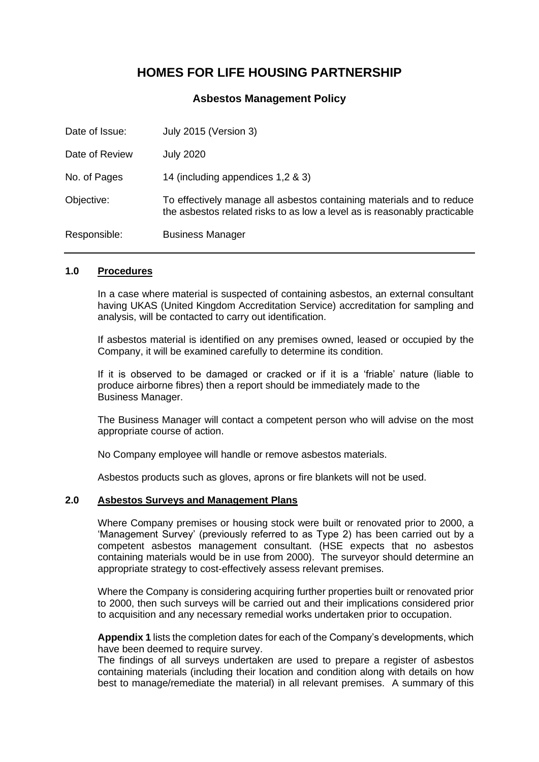# HOMES FOR LIFE HOUSING PARTNERSHIP

## Asbestos Management Policy

| | |
|---|---|
| Date of Issue: | July 2015 (Version 3) |
| Date of Review | July 2020 |
| No. of Pages | 14 (including appendices 1,2 & 3) |
| Objective: | To effectively manage all asbestos containing materials and to reduce the asbestos related risks to as low a level as is reasonably practicable |
| Responsible: | Business Manager |

### 1.0 Procedures

In a case where material is suspected of containing asbestos, an external consultant having UKAS (United Kingdom Accreditation Service) accreditation for sampling and analysis, will be contacted to carry out identification.

If asbestos material is identified on any premises owned, leased or occupied by the Company, it will be examined carefully to determine its condition.

If it is observed to be damaged or cracked or if it is a 'friable' nature (liable to produce airborne fibres) then a report should be immediately made to the Business Manager.

The Business Manager will contact a competent person who will advise on the most appropriate course of action.

No Company employee will handle or remove asbestos materials.

Asbestos products such as gloves, aprons or fire blankets will not be used.

### 2.0 Asbestos Surveys and Management Plans

Where Company premises or housing stock were built or renovated prior to 2000, a 'Management Survey' (previously referred to as Type 2) has been carried out by a competent asbestos management consultant. (HSE expects that no asbestos containing materials would be in use from 2000). The surveyor should determine an appropriate strategy to cost-effectively assess relevant premises.

Where the Company is considering acquiring further properties built or renovated prior to 2000, then such surveys will be carried out and their implications considered prior to acquisition and any necessary remedial works undertaken prior to occupation.

**Appendix 1** lists the completion dates for each of the Company's developments, which have been deemed to require survey.

The findings of all surveys undertaken are used to prepare a register of asbestos containing materials (including their location and condition along with details on how best to manage/remediate the material) in all relevant premises. A summary of this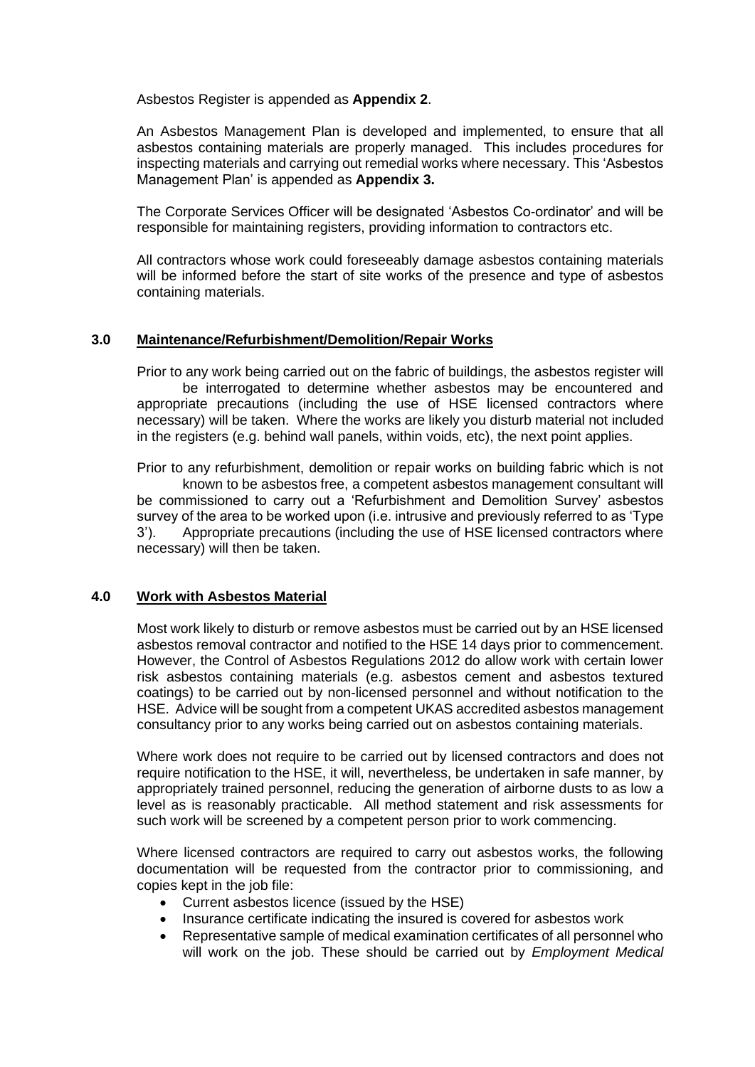Asbestos Register is appended as **Appendix 2**.

An Asbestos Management Plan is developed and implemented, to ensure that all asbestos containing materials are properly managed. This includes procedures for inspecting materials and carrying out remedial works where necessary. This 'Asbestos Management Plan' is appended as **Appendix 3.**

The Corporate Services Officer will be designated 'Asbestos Co-ordinator' and will be responsible for maintaining registers, providing information to contractors etc.

All contractors whose work could foreseeably damage asbestos containing materials will be informed before the start of site works of the presence and type of asbestos containing materials.

## 3.0 Maintenance/Refurbishment/Demolition/Repair Works

Prior to any work being carried out on the fabric of buildings, the asbestos register will be interrogated to determine whether asbestos may be encountered and appropriate precautions (including the use of HSE licensed contractors where necessary) will be taken. Where the works are likely you disturb material not included in the registers (e.g. behind wall panels, within voids, etc), the next point applies.

Prior to any refurbishment, demolition or repair works on building fabric which is not known to be asbestos free, a competent asbestos management consultant will be commissioned to carry out a 'Refurbishment and Demolition Survey' asbestos survey of the area to be worked upon (i.e. intrusive and previously referred to as 'Type 3'). Appropriate precautions (including the use of HSE licensed contractors where necessary) will then be taken.

## 4.0 Work with Asbestos Material

Most work likely to disturb or remove asbestos must be carried out by an HSE licensed asbestos removal contractor and notified to the HSE 14 days prior to commencement. However, the Control of Asbestos Regulations 2012 do allow work with certain lower risk asbestos containing materials (e.g. asbestos cement and asbestos textured coatings) to be carried out by non-licensed personnel and without notification to the HSE. Advice will be sought from a competent UKAS accredited asbestos management consultancy prior to any works being carried out on asbestos containing materials.

Where work does not require to be carried out by licensed contractors and does not require notification to the HSE, it will, nevertheless, be undertaken in safe manner, by appropriately trained personnel, reducing the generation of airborne dusts to as low a level as is reasonably practicable. All method statement and risk assessments for such work will be screened by a competent person prior to work commencing.

Where licensed contractors are required to carry out asbestos works, the following documentation will be requested from the contractor prior to commissioning, and copies kept in the job file:

- Current asbestos licence (issued by the HSE)
- Insurance certificate indicating the insured is covered for asbestos work
- Representative sample of medical examination certificates of all personnel who will work on the job. These should be carried out by *Employment Medical*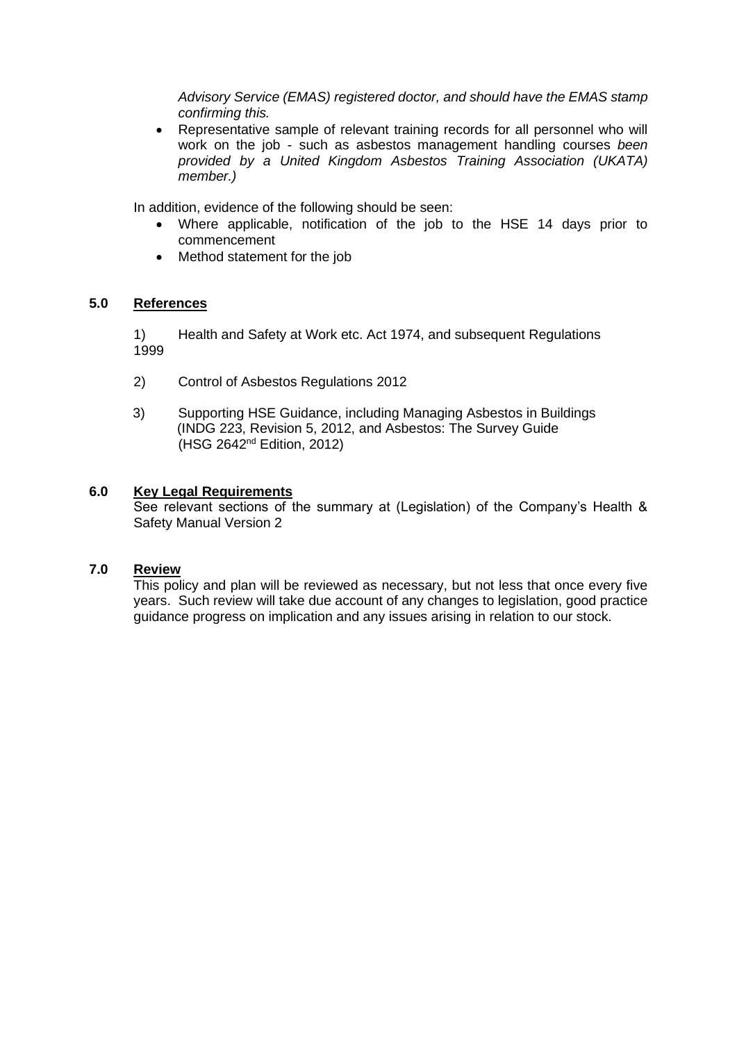*Advisory Service (EMAS) registered doctor, and should have the EMAS stamp confirming this.*

- Representative sample of relevant training records for all personnel who will work on the job - such as asbestos management handling courses *been provided by a United Kingdom Asbestos Training Association (UKATA) member.)*

In addition, evidence of the following should be seen:

- Where applicable, notification of the job to the HSE 14 days prior to commencement
- Method statement for the job

## 5.0 References

1) Health and Safety at Work etc. Act 1974, and subsequent Regulations 1999

2) Control of Asbestos Regulations 2012

3) Supporting HSE Guidance, including Managing Asbestos in Buildings (INDG 223, Revision 5, 2012, and Asbestos: The Survey Guide (HSG 2642nd Edition, 2012)

## 6.0 Key Legal Requirements

See relevant sections of the summary at (Legislation) of the Company's Health & Safety Manual Version 2

## 7.0 Review

This policy and plan will be reviewed as necessary, but not less that once every five years. Such review will take due account of any changes to legislation, good practice guidance progress on implication and any issues arising in relation to our stock.